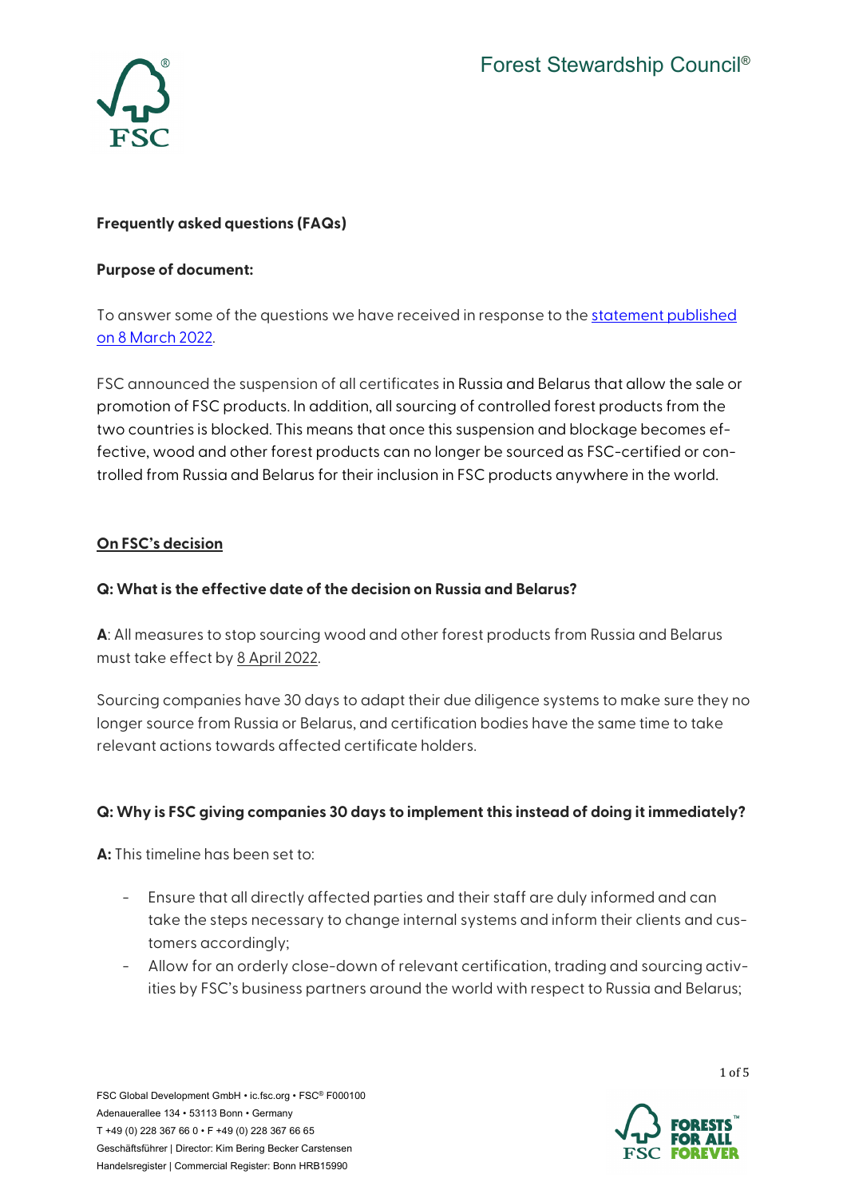Forest Stewardship Council®

**Frequently asked questions (FAQs)**

**Purpose of document:**

To answer some of the questions we have received in response to the statement published on 8 March 2022.

FSC announced the suspension of all certificates in Russia and Belarus that allow the sale or promotion of FSC products. In addition, all sourcing of controlled forest products from the two countries is blocked. This means that once this suspension and blockage becomes effective, wood and other forest products can no longer be sourced as FSC-certified or controlled from Russia and Belarus for their inclusion in FSC products anywhere in the world.

## On FSC's decision

**Q: What is the effective date of the decision on Russia and Belarus?**

**A**: All measures to stop sourcing wood and other forest products from Russia and Belarus must take effect by 8 April 2022.

Sourcing companies have 30 days to adapt their due diligence systems to make sure they no longer source from Russia or Belarus, and certification bodies have the same time to take relevant actions towards affected certificate holders.

**Q: Why is FSC giving companies 30 days to implement this instead of doing it immediately?**

**A:** This timeline has been set to:

- Ensure that all directly affected parties and their staff are duly informed and can take the steps necessary to change internal systems and inform their clients and customers accordingly;
- Allow for an orderly close-down of relevant certification, trading and sourcing activities by FSC's business partners around the world with respect to Russia and Belarus;

FSC Global Development GmbH • ic.fsc.org • FSC® F000100
Adenauerallee 134 • 53113 Bonn • Germany
T +49 (0) 228 367 66 0 • F +49 (0) 228 367 66 65
Geschäftsführer | Director: Kim Bering Becker Carstensen
Handelsregister | Commercial Register: Bonn HRB15990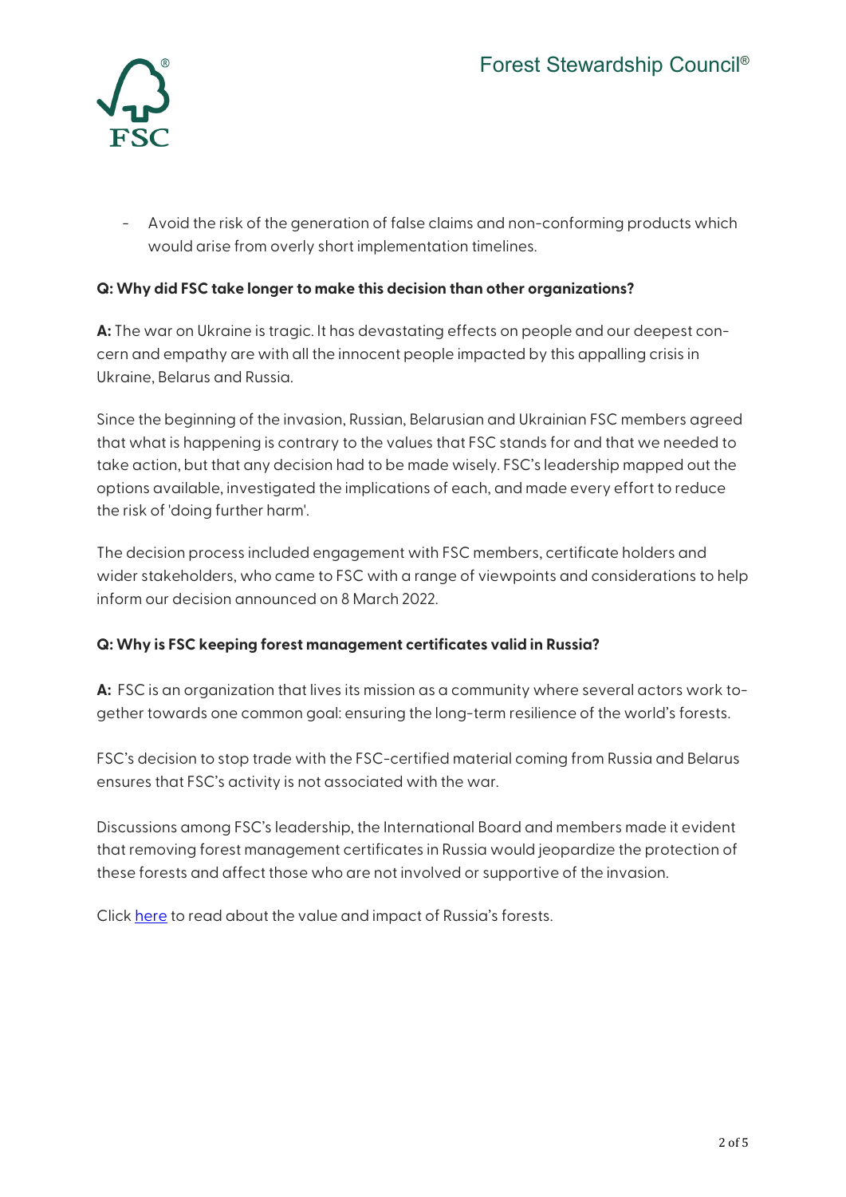- Avoid the risk of the generation of false claims and non-conforming products which would arise from overly short implementation timelines.

**Q: Why did FSC take longer to make this decision than other organizations?**

**A:** The war on Ukraine is tragic. It has devastating effects on people and our deepest concern and empathy are with all the innocent people impacted by this appalling crisis in Ukraine, Belarus and Russia.

Since the beginning of the invasion, Russian, Belarusian and Ukrainian FSC members agreed that what is happening is contrary to the values that FSC stands for and that we needed to take action, but that any decision had to be made wisely. FSC's leadership mapped out the options available, investigated the implications of each, and made every effort to reduce the risk of 'doing further harm'.

The decision process included engagement with FSC members, certificate holders and wider stakeholders, who came to FSC with a range of viewpoints and considerations to help inform our decision announced on 8 March 2022.

**Q: Why is FSC keeping forest management certificates valid in Russia?**

**A:** FSC is an organization that lives its mission as a community where several actors work together towards one common goal: ensuring the long-term resilience of the world's forests.

FSC's decision to stop trade with the FSC-certified material coming from Russia and Belarus ensures that FSC's activity is not associated with the war.

Discussions among FSC's leadership, the International Board and members made it evident that removing forest management certificates in Russia would jeopardize the protection of these forests and affect those who are not involved or supportive of the invasion.

Click here to read about the value and impact of Russia's forests.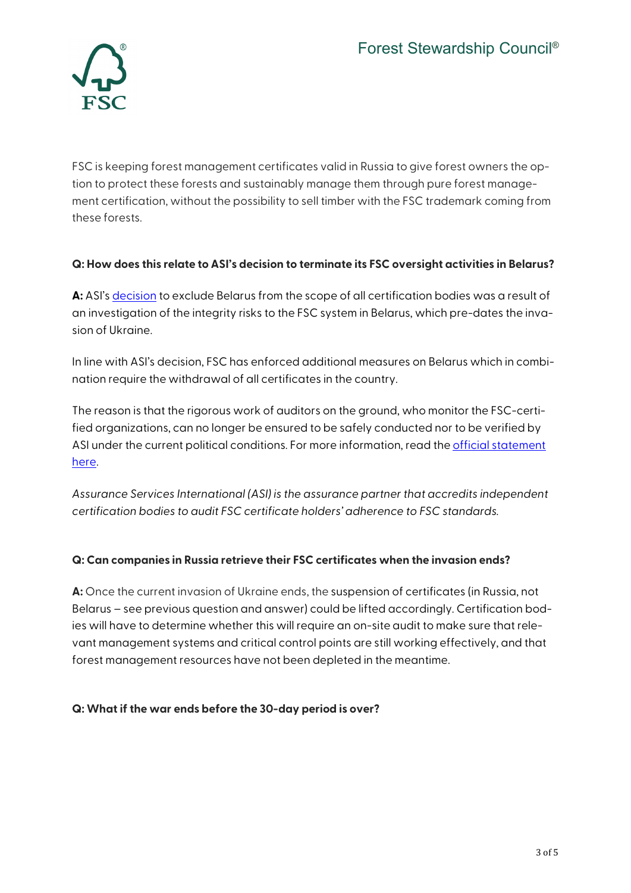FSC is keeping forest management certificates valid in Russia to give forest owners the option to protect these forests and sustainably manage them through pure forest management certification, without the possibility to sell timber with the FSC trademark coming from these forests.

**Q: How does this relate to ASI's decision to terminate its FSC oversight activities in Belarus?**

**A:** ASI's decision to exclude Belarus from the scope of all certification bodies was a result of an investigation of the integrity risks to the FSC system in Belarus, which pre-dates the invasion of Ukraine.

In line with ASI's decision, FSC has enforced additional measures on Belarus which in combination require the withdrawal of all certificates in the country.

The reason is that the rigorous work of auditors on the ground, who monitor the FSC-certified organizations, can no longer be ensured to be safely conducted nor to be verified by ASI under the current political conditions. For more information, read the official statement here.

*Assurance Services International (ASI) is the assurance partner that accredits independent certification bodies to audit FSC certificate holders' adherence to FSC standards.*

**Q: Can companies in Russia retrieve their FSC certificates when the invasion ends?**

**A:** Once the current invasion of Ukraine ends, the suspension of certificates (in Russia, not Belarus – see previous question and answer) could be lifted accordingly. Certification bodies will have to determine whether this will require an on-site audit to make sure that relevant management systems and critical control points are still working effectively, and that forest management resources have not been depleted in the meantime.

**Q: What if the war ends before the 30-day period is over?**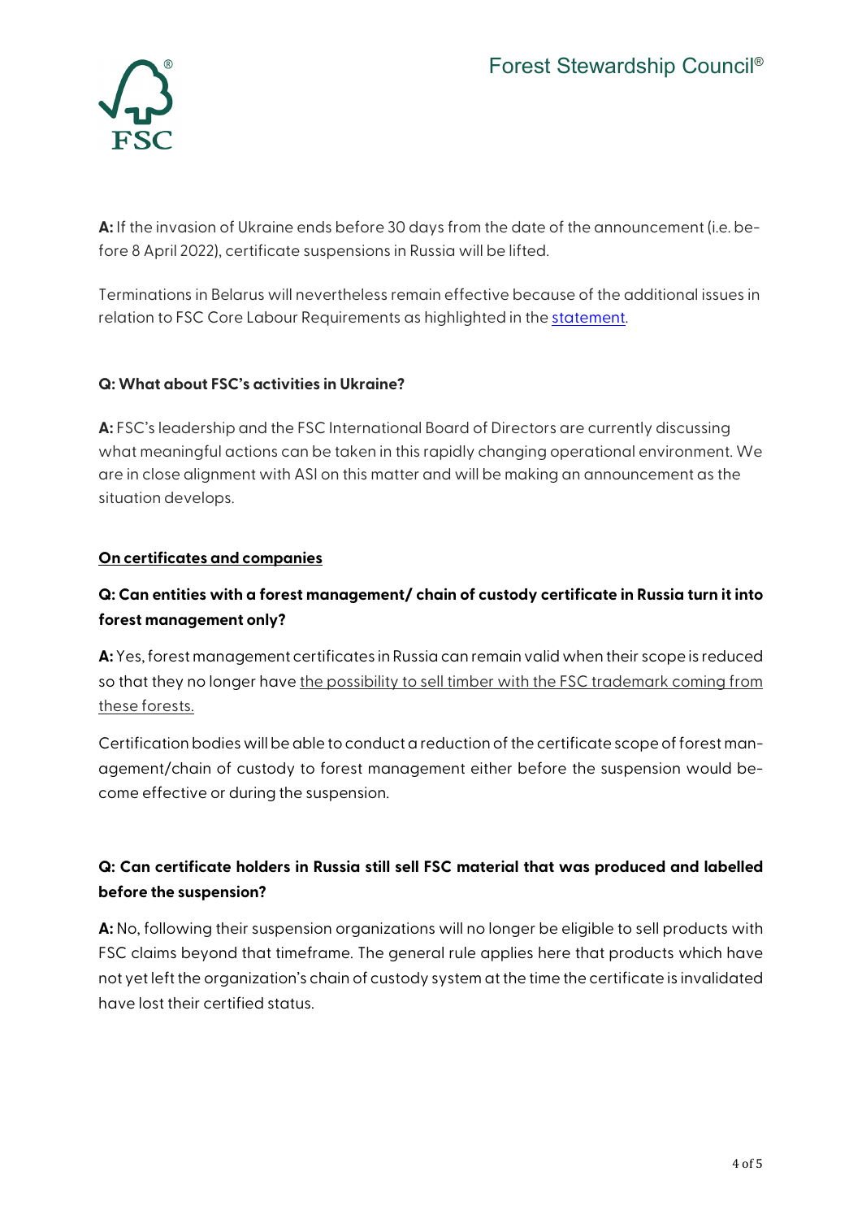**A:** If the invasion of Ukraine ends before 30 days from the date of the announcement (i.e. before 8 April 2022), certificate suspensions in Russia will be lifted.

Terminations in Belarus will nevertheless remain effective because of the additional issues in relation to FSC Core Labour Requirements as highlighted in the statement.

**Q: What about FSC's activities in Ukraine?**

**A:** FSC's leadership and the FSC International Board of Directors are currently discussing what meaningful actions can be taken in this rapidly changing operational environment. We are in close alignment with ASI on this matter and will be making an announcement as the situation develops.

**On certificates and companies**

**Q: Can entities with a forest management/ chain of custody certificate in Russia turn it into forest management only?**

**A:** Yes, forest management certificates in Russia can remain valid when their scope is reduced so that they no longer have the possibility to sell timber with the FSC trademark coming from these forests.

Certification bodies will be able to conduct a reduction of the certificate scope of forest management/chain of custody to forest management either before the suspension would become effective or during the suspension.

**Q: Can certificate holders in Russia still sell FSC material that was produced and labelled before the suspension?**

**A:** No, following their suspension organizations will no longer be eligible to sell products with FSC claims beyond that timeframe. The general rule applies here that products which have not yet left the organization's chain of custody system at the time the certificate is invalidated have lost their certified status.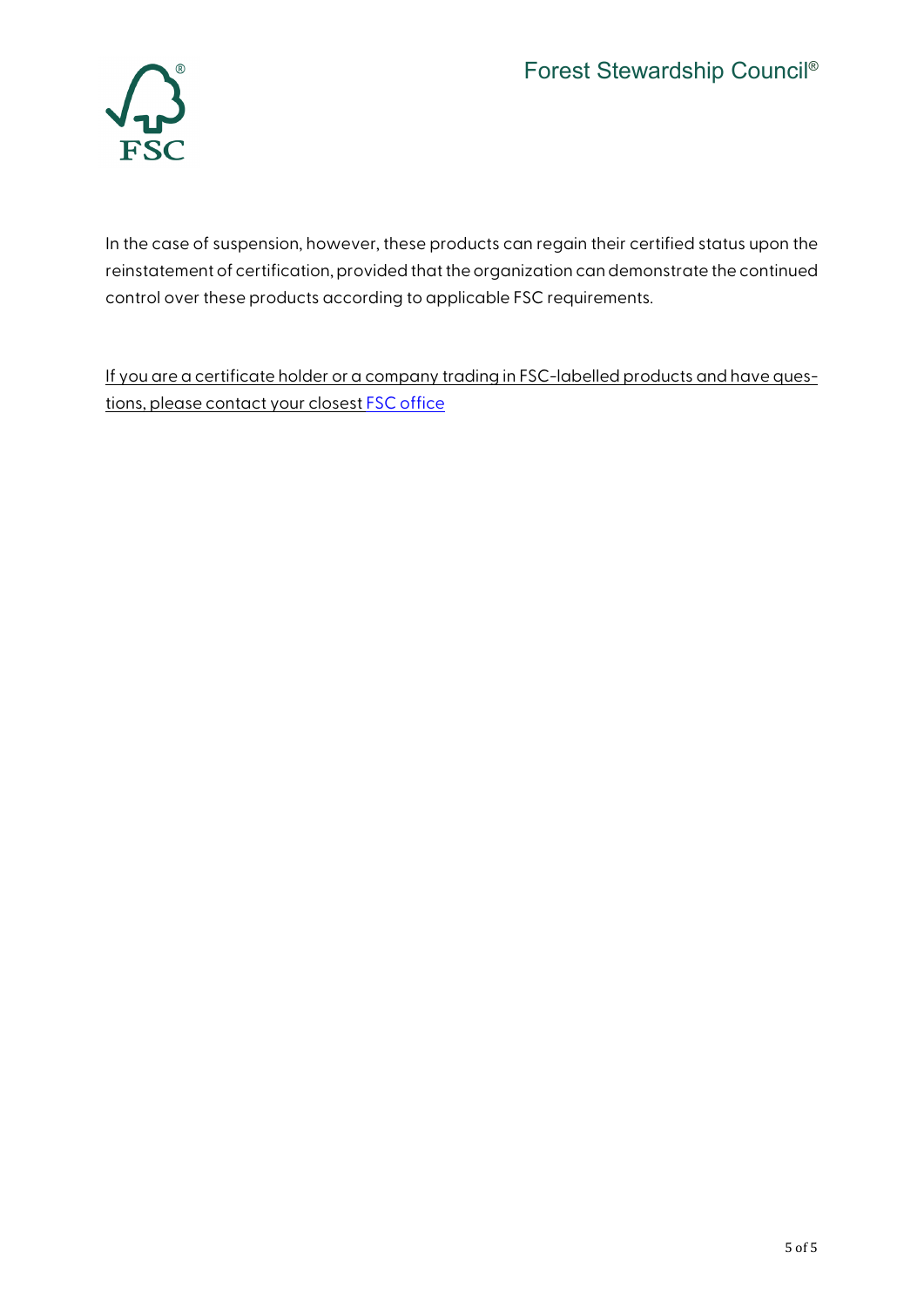In the case of suspension, however, these products can regain their certified status upon the reinstatement of certification, provided that the organization can demonstrate the continued control over these products according to applicable FSC requirements.

If you are a certificate holder or a company trading in FSC-labelled products and have questions, please contact your closest FSC office